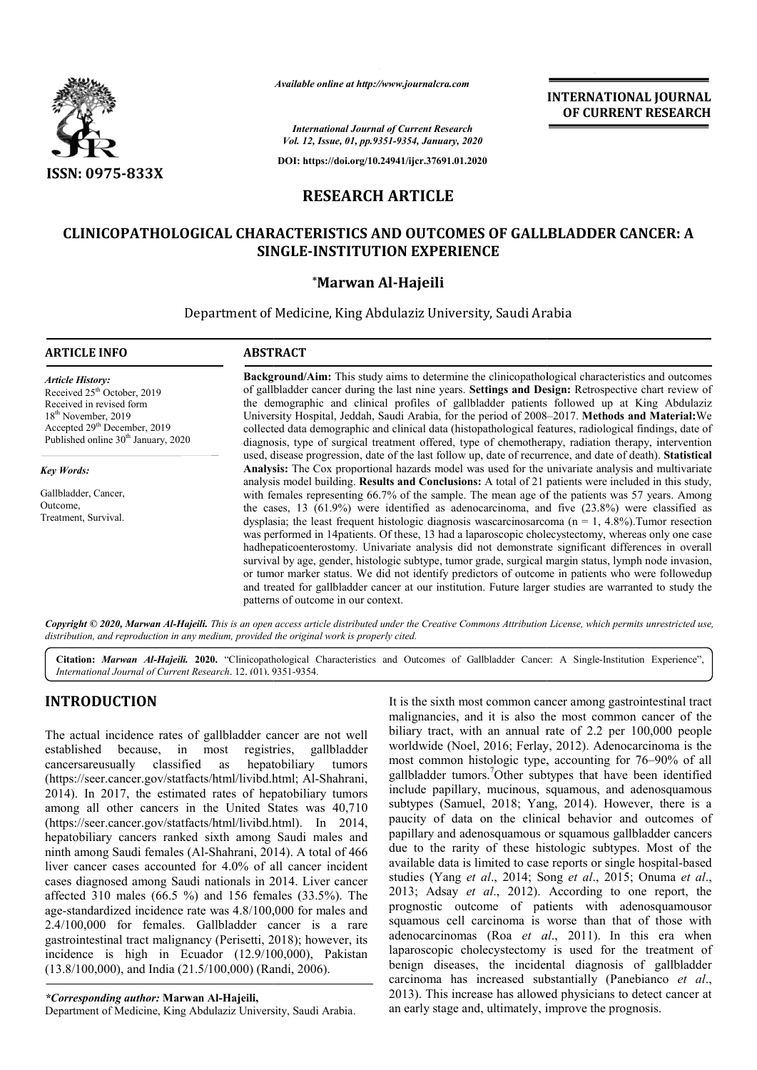*Available online at http://www.journalcra.com*

*International Journal of Current Research*
*Vol. 12, Issue, 01, pp.9351-9354, January, 2020*

**DOI: https://doi.org/10.24941/ijcr.37691.01.2020**

**INTERNATIONAL JOURNAL OF CURRENT RESEARCH**

**ISSN: 0975-833X**

# RESEARCH ARTICLE

# CLINICOPATHOLOGICAL CHARACTERISTICS AND OUTCOMES OF GALLBLADDER CANCER: A SINGLE-INSTITUTION EXPERIENCE

**\*Marwan Al-Hajeili**

Department of Medicine, King Abdulaziz University, Saudi Arabia

### ARTICLE INFO

*Article History:*
Received 25th October, 2019
Received in revised form
18th November, 2019
Accepted 29th December, 2019
Published online 30th January, 2020

*Key Words:*

Gallbladder, Cancer,
Outcome,
Treatment, Survival.

### ABSTRACT

**Background/Aim:** This study aims to determine the clinicopathological characteristics and outcomes of gallbladder cancer during the last nine years. **Settings and Design:** Retrospective chart review of the demographic and clinical profiles of gallbladder patients followed up at King Abdulaziz University Hospital, Jeddah, Saudi Arabia, for the period of 2008–2017. **Methods and Material:**We collected data demographic and clinical data (histopathological features, radiological findings, date of diagnosis, type of surgical treatment offered, type of chemotherapy, radiation therapy, intervention used, disease progression, date of the last follow up, date of recurrence, and date of death). **Statistical Analysis:** The Cox proportional hazards model was used for the univariate analysis and multivariate analysis model building. **Results and Conclusions:** A total of 21 patients were included in this study, with females representing 66.7% of the sample. The mean age of the patients was 57 years. Among the cases, 13 (61.9%) were identified as adenocarcinoma, and five (23.8%) were classified as dysplasia; the least frequent histologic diagnosis wascarcinosarcoma (n = 1, 4.8%).Tumor resection was performed in 14patients. Of these, 13 had a laparoscopic cholecystectomy, whereas only one case hadhepaticoenterostomy. Univariate analysis did not demonstrate significant differences in overall survival by age, gender, histologic subtype, tumor grade, surgical margin status, lymph node invasion, or tumor marker status. We did not identify predictors of outcome in patients who were followedup and treated for gallbladder cancer at our institution. Future larger studies are warranted to study the patterns of outcome in our context.

*Copyright © 2020, Marwan Al-Hajeili. This is an open access article distributed under the Creative Commons Attribution License, which permits unrestricted use, distribution, and reproduction in any medium, provided the original work is properly cited.*

**Citation:** *Marwan Al-Hajeili.* **2020.** "Clinicopathological Characteristics and Outcomes of Gallbladder Cancer: A Single-Institution Experience", *International Journal of Current Research*. 12, (01), 9351-9354.

## INTRODUCTION

The actual incidence rates of gallbladder cancer are not well established because, in most registries, gallbladder cancersareusually classified as hepatobiliary tumors (https://seer.cancer.gov/statfacts/html/livibd.html; Al-Shahrani, 2014). In 2017, the estimated rates of hepatobiliary tumors among all other cancers in the United States was 40,710 (https://seer.cancer.gov/statfacts/html/livibd.html). In 2014, hepatobiliary cancers ranked sixth among Saudi males and ninth among Saudi females (Al-Shahrani, 2014). A total of 466 liver cancer cases accounted for 4.0% of all cancer incident cases diagnosed among Saudi nationals in 2014. Liver cancer affected 310 males (66.5 %) and 156 females (33.5%). The age-standardized incidence rate was 4.8/100,000 for males and 2.4/100,000 for females. Gallbladder cancer is a rare gastrointestinal tract malignancy (Perisetti, 2018); however, its incidence is high in Ecuador (12.9/100,000), Pakistan (13.8/100,000), and India (21.5/100,000) (Randi, 2006).

It is the sixth most common cancer among gastrointestinal tract malignancies, and it is also the most common cancer of the biliary tract, with an annual rate of 2.2 per 100,000 people worldwide (Noel, 2016; Ferlay, 2012). Adenocarcinoma is the most common histologic type, accounting for 76–90% of all gallbladder tumors.[7]Other subtypes that have been identified include papillary, mucinous, squamous, and adenosquamous subtypes (Samuel, 2018; Yang, 2014). However, there is a paucity of data on the clinical behavior and outcomes of papillary and adenosquamous or squamous gallbladder cancers due to the rarity of these histologic subtypes. Most of the available data is limited to case reports or single hospital-based studies (Yang *et al*., 2014; Song *et al*., 2015; Onuma *et al*., 2013; Adsay *et al*., 2012). According to one report, the prognostic outcome of patients with adenosquamousor squamous cell carcinoma is worse than that of those with adenocarcinomas (Roa *et al*., 2011). In this era when laparoscopic cholecystectomy is used for the treatment of benign diseases, the incidental diagnosis of gallbladder carcinoma has increased substantially (Panebianco *et al*., 2013). This increase has allowed physicians to detect cancer at an early stage and, ultimately, improve the prognosis.

***Corresponding author:** **Marwan Al-Hajeili,**
Department of Medicine, King Abdulaziz University, Saudi Arabia.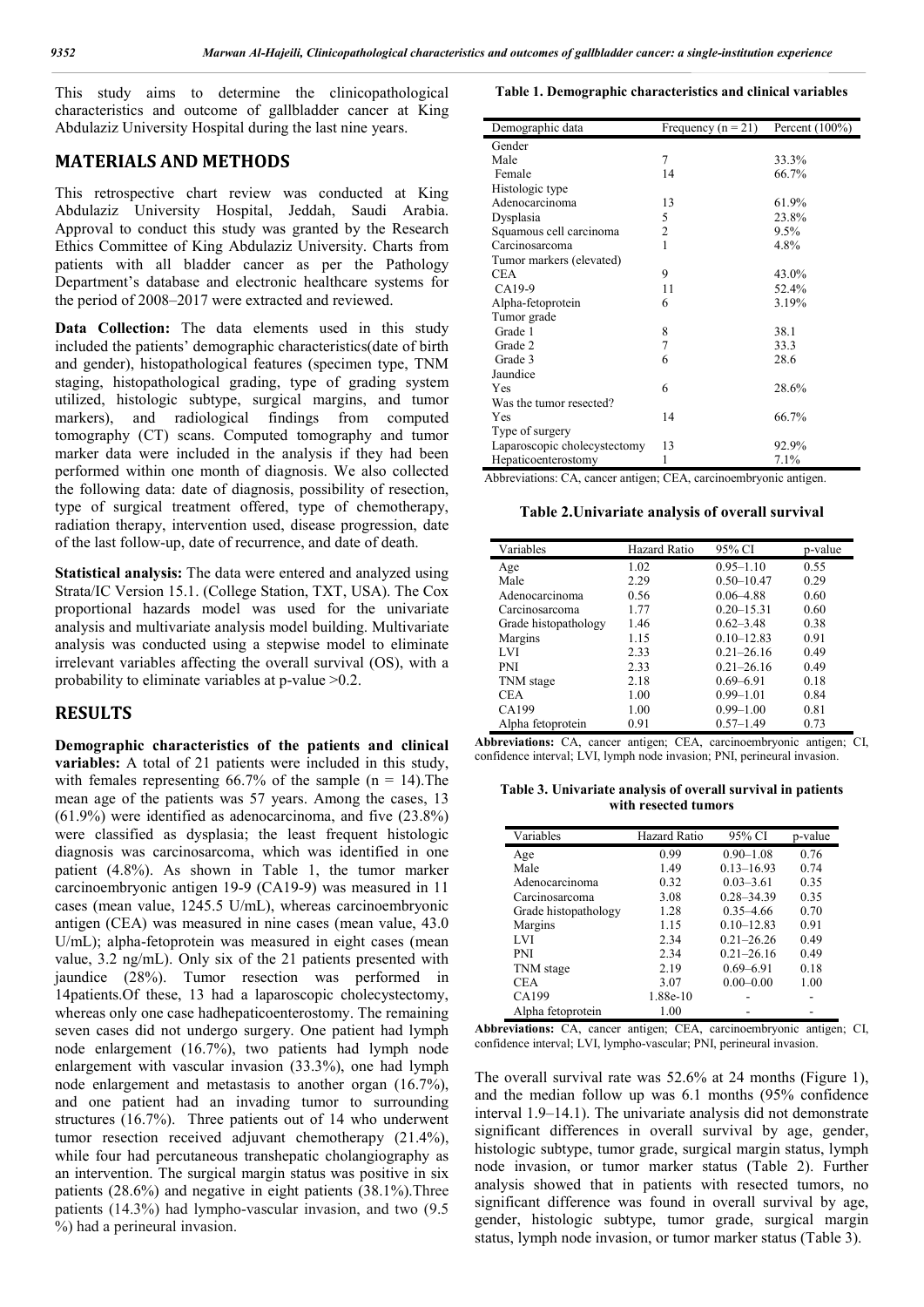This study aims to determine the clinicopathological characteristics and outcome of gallbladder cancer at King Abdulaziz University Hospital during the last nine years.

## MATERIALS AND METHODS

This retrospective chart review was conducted at King Abdulaziz University Hospital, Jeddah, Saudi Arabia. Approval to conduct this study was granted by the Research Ethics Committee of King Abdulaziz University. Charts from patients with all bladder cancer as per the Pathology Department's database and electronic healthcare systems for the period of 2008–2017 were extracted and reviewed.

**Data Collection:** The data elements used in this study included the patients' demographic characteristics(date of birth and gender), histopathological features (specimen type, TNM staging, histopathological grading, type of grading system utilized, histologic subtype, surgical margins, and tumor markers), and radiological findings from computed tomography (CT) scans. Computed tomography and tumor marker data were included in the analysis if they had been performed within one month of diagnosis. We also collected the following data: date of diagnosis, possibility of resection, type of surgical treatment offered, type of chemotherapy, radiation therapy, intervention used, disease progression, date of the last follow-up, date of recurrence, and date of death.

**Statistical analysis:** The data were entered and analyzed using Strata/IC Version 15.1. (College Station, TXT, USA). The Cox proportional hazards model was used for the univariate analysis and multivariate analysis model building. Multivariate analysis was conducted using a stepwise model to eliminate irrelevant variables affecting the overall survival (OS), with a probability to eliminate variables at p-value >0.2.

## RESULTS

**Demographic characteristics of the patients and clinical variables:** A total of 21 patients were included in this study, with females representing 66.7% of the sample (n = 14).The mean age of the patients was 57 years. Among the cases, 13 (61.9%) were identified as adenocarcinoma, and five (23.8%) were classified as dysplasia; the least frequent histologic diagnosis was carcinosarcoma, which was identified in one patient (4.8%). As shown in Table 1, the tumor marker carcinoembryonic antigen 19-9 (CA19-9) was measured in 11 cases (mean value, 1245.5 U/mL), whereas carcinoembryonic antigen (CEA) was measured in nine cases (mean value, 43.0 U/mL); alpha-fetoprotein was measured in eight cases (mean value, 3.2 ng/mL). Only six of the 21 patients presented with jaundice (28%). Tumor resection was performed in 14patients.Of these, 13 had a laparoscopic cholecystectomy, whereas only one case hadhepaticoenterostomy. The remaining seven cases did not undergo surgery. One patient had lymph node enlargement (16.7%), two patients had lymph node enlargement with vascular invasion (33.3%), one had lymph node enlargement and metastasis to another organ (16.7%), and one patient had an invading tumor to surrounding structures (16.7%). Three patients out of 14 who underwent tumor resection received adjuvant chemotherapy (21.4%), while four had percutaneous transhepatic cholangiography as an intervention. The surgical margin status was positive in six patients (28.6%) and negative in eight patients (38.1%).Three patients (14.3%) had lympho-vascular invasion, and two (9.5 %) had a perineural invasion.

**Table 1. Demographic characteristics and clinical variables**

| Demographic data | Frequency (n = 21) | Percent (100%) |
|---|---|---|
| Gender | | |
| Male | 7 | 33.3% |
| Female | 14 | 66.7% |
| Histologic type | | |
| Adenocarcinoma | 13 | 61.9% |
| Dysplasia | 5 | 23.8% |
| Squamous cell carcinoma | 2 | 9.5% |
| Carcinosarcoma | 1 | 4.8% |
| Tumor markers (elevated) | | |
| CEA | 9 | 43.0% |
| CA19-9 | 11 | 52.4% |
| Alpha-fetoprotein | 6 | 3.19% |
| Tumor grade | | |
| Grade 1 | 8 | 38.1 |
| Grade 2 | 7 | 33.3 |
| Grade 3 | 6 | 28.6 |
| Jaundice | | |
| Yes | 6 | 28.6% |
| Was the tumor resected? | | |
| Yes | 14 | 66.7% |
| Type of surgery | | |
| Laparoscopic cholecystectomy | 13 | 92.9% |
| Hepaticoenterostomy | 1 | 7.1% |

Abbreviations: CA, cancer antigen; CEA, carcinoembryonic antigen.

**Table 2.Univariate analysis of overall survival**

| Variables | Hazard Ratio | 95% CI | p-value |
|---|---|---|---|
| Age | 1.02 | 0.95–1.10 | 0.55 |
| Male | 2.29 | 0.50–10.47 | 0.29 |
| Adenocarcinoma | 0.56 | 0.06–4.88 | 0.60 |
| Carcinosarcoma | 1.77 | 0.20–15.31 | 0.60 |
| Grade histopathology | 1.46 | 0.62–3.48 | 0.38 |
| Margins | 1.15 | 0.10–12.83 | 0.91 |
| LVI | 2.33 | 0.21–26.16 | 0.49 |
| PNI | 2.33 | 0.21–26.16 | 0.49 |
| TNM stage | 2.18 | 0.69–6.91 | 0.18 |
| CEA | 1.00 | 0.99–1.01 | 0.84 |
| CA199 | 1.00 | 0.99–1.00 | 0.81 |
| Alpha fetoprotein | 0.91 | 0.57–1.49 | 0.73 |

**Abbreviations:** CA, cancer antigen; CEA, carcinoembryonic antigen; CI, confidence interval; LVI, lymph node invasion; PNI, perineural invasion.

**Table 3. Univariate analysis of overall survival in patients with resected tumors**

| Variables | Hazard Ratio | 95% CI | p-value |
|---|---|---|---|
| Age | 0.99 | 0.90–1.08 | 0.76 |
| Male | 1.49 | 0.13–16.93 | 0.74 |
| Adenocarcinoma | 0.32 | 0.03–3.61 | 0.35 |
| Carcinosarcoma | 3.08 | 0.28–34.39 | 0.35 |
| Grade histopathology | 1.28 | 0.35–4.66 | 0.70 |
| Margins | 1.15 | 0.10–12.83 | 0.91 |
| LVI | 2.34 | 0.21–26.26 | 0.49 |
| PNI | 2.34 | 0.21–26.16 | 0.49 |
| TNM stage | 2.19 | 0.69–6.91 | 0.18 |
| CEA | 3.07 | 0.00–0.00 | 1.00 |
| CA199 | 1.88e-10 | - | - |
| Alpha fetoprotein | 1.00 | - | - |

**Abbreviations:** CA, cancer antigen; CEA, carcinoembryonic antigen; CI, confidence interval; LVI, lympho-vascular; PNI, perineural invasion.

The overall survival rate was 52.6% at 24 months (Figure 1), and the median follow up was 6.1 months (95% confidence interval 1.9–14.1). The univariate analysis did not demonstrate significant differences in overall survival by age, gender, histologic subtype, tumor grade, surgical margin status, lymph node invasion, or tumor marker status (Table 2). Further analysis showed that in patients with resected tumors, no significant difference was found in overall survival by age, gender, histologic subtype, tumor grade, surgical margin status, lymph node invasion, or tumor marker status (Table 3).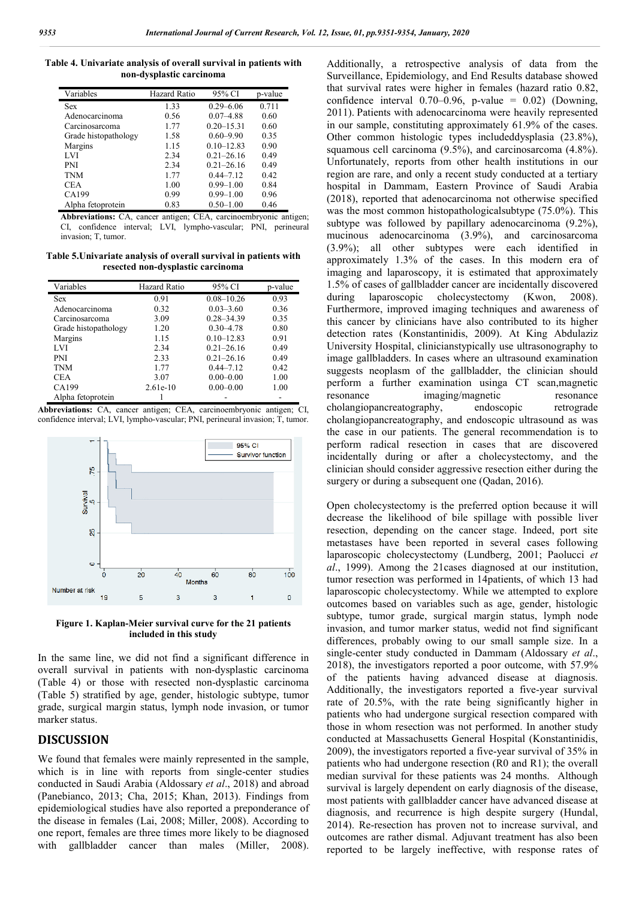**Table 4. Univariate analysis of overall survival in patients with non-dysplastic carcinoma**

| Variables | Hazard Ratio | 95% CI | p-value |
|---|---|---|---|
| Sex | 1.33 | 0.29–6.06 | 0.711 |
| Adenocarcinoma | 0.56 | 0.07–4.88 | 0.60 |
| Carcinosarcoma | 1.77 | 0.20–15.31 | 0.60 |
| Grade histopathology | 1.58 | 0.60–9.90 | 0.35 |
| Margins | 1.15 | 0.10–12.83 | 0.90 |
| LVI | 2.34 | 0.21–26.16 | 0.49 |
| PNI | 2.34 | 0.21–26.16 | 0.49 |
| TNM | 1.77 | 0.44–7.12 | 0.42 |
| CEA | 1.00 | 0.99–1.00 | 0.84 |
| CA199 | 0.99 | 0.99–1.00 | 0.96 |
| Alpha fetoprotein | 0.83 | 0.50–1.00 | 0.46 |

**Abbreviations:** CA, cancer antigen; CEA, carcinoembryonic antigen; CI, confidence interval; LVI, lympho-vascular; PNI, perineural invasion; T, tumor.

**Table 5.Univariate analysis of overall survival in patients with resected non-dysplastic carcinoma**

| Variables | Hazard Ratio | 95% CI | p-value |
|---|---|---|---|
| Sex | 0.91 | 0.08–10.26 | 0.93 |
| Adenocarcinoma | 0.32 | 0.03–3.60 | 0.36 |
| Carcinosarcoma | 3.09 | 0.28–34.39 | 0.35 |
| Grade histopathology | 1.20 | 0.30–4.78 | 0.80 |
| Margins | 1.15 | 0.10–12.83 | 0.91 |
| LVI | 2.34 | 0.21–26.16 | 0.49 |
| PNI | 2.33 | 0.21–26.16 | 0.49 |
| TNM | 1.77 | 0.44–7.12 | 0.42 |
| CEA | 3.07 | 0.00–0.00 | 1.00 |
| CA199 | 2.61e-10 | 0.00–0.00 | 1.00 |
| Alpha fetoprotein | 1 | - | - |

**Abbreviations:** CA, cancer antigen; CEA, carcinoembryonic antigen; CI, confidence interval; LVI, lympho-vascular; PNI, perineural invasion; T, tumor.

**Figure 1. Kaplan-Meier survival curve for the 21 patients included in this study**

In the same line, we did not find a significant difference in overall survival in patients with non-dysplastic carcinoma (Table 4) or those with resected non-dysplastic carcinoma (Table 5) stratified by age, gender, histologic subtype, tumor grade, surgical margin status, lymph node invasion, or tumor marker status.

## DISCUSSION

We found that females were mainly represented in the sample, which is in line with reports from single-center studies conducted in Saudi Arabia (Aldossary *et al*., 2018) and abroad (Panebianco, 2013; Cha, 2015; Khan, 2013). Findings from epidemiological studies have also reported a preponderance of the disease in females (Lai, 2008; Miller, 2008). According to one report, females are three times more likely to be diagnosed with gallbladder cancer than males (Miller, 2008). Additionally, a retrospective analysis of data from the Surveillance, Epidemiology, and End Results database showed that survival rates were higher in females (hazard ratio 0.82, confidence interval 0.70–0.96, p-value = 0.02) (Downing, 2011). Patients with adenocarcinoma were heavily represented in our sample, constituting approximately 61.9% of the cases. Other common histologic types includeddysplasia (23.8%), squamous cell carcinoma (9.5%), and carcinosarcoma (4.8%). Unfortunately, reports from other health institutions in our region are rare, and only a recent study conducted at a tertiary hospital in Dammam, Eastern Province of Saudi Arabia (2018), reported that adenocarcinoma not otherwise specified was the most common histopathologicalsubtype (75.0%). This subtype was followed by papillary adenocarcinoma (9.2%), mucinous adenocarcinoma (3.9%), and carcinosarcoma (3.9%); all other subtypes were each identified in approximately 1.3% of the cases. In this modern era of imaging and laparoscopy, it is estimated that approximately 1.5% of cases of gallbladder cancer are incidentally discovered during laparoscopic cholecystectomy (Kwon, 2008). Furthermore, improved imaging techniques and awareness of this cancer by clinicians have also contributed to its higher detection rates (Konstantinidis, 2009). At King Abdulaziz University Hospital, clinicianstypically use ultrasonography to image gallbladders. In cases where an ultrasound examination suggests neoplasm of the gallbladder, the clinician should perform a further examination usinga CT scan,magnetic resonance imaging/magnetic resonance cholangiopancreatography, endoscopic retrograde cholangiopancreatography, and endoscopic ultrasound as was the case in our patients. The general recommendation is to perform radical resection in cases that are discovered incidentally during or after a cholecystectomy, and the clinician should consider aggressive resection either during the surgery or during a subsequent one (Qadan, 2016).

Open cholecystectomy is the preferred option because it will decrease the likelihood of bile spillage with possible liver resection, depending on the cancer stage. Indeed, port site metastases have been reported in several cases following laparoscopic cholecystectomy (Lundberg, 2001; Paolucci *et al*., 1999). Among the 21cases diagnosed at our institution, tumor resection was performed in 14patients, of which 13 had laparoscopic cholecystectomy. While we attempted to explore outcomes based on variables such as age, gender, histologic subtype, tumor grade, surgical margin status, lymph node invasion, and tumor marker status, wedid not find significant differences, probably owing to our small sample size. In a single-center study conducted in Dammam (Aldossary *et al*., 2018), the investigators reported a poor outcome, with 57.9% of the patients having advanced disease at diagnosis. Additionally, the investigators reported a five-year survival rate of 20.5%, with the rate being significantly higher in patients who had undergone surgical resection compared with those in whom resection was not performed. In another study conducted at Massachusetts General Hospital (Konstantinidis, 2009), the investigators reported a five-year survival of 35% in patients who had undergone resection (R0 and R1); the overall median survival for these patients was 24 months. Although survival is largely dependent on early diagnosis of the disease, most patients with gallbladder cancer have advanced disease at diagnosis, and recurrence is high despite surgery (Hundal, 2014). Re-resection has proven not to increase survival, and outcomes are rather dismal. Adjuvant treatment has also been reported to be largely ineffective, with response rates of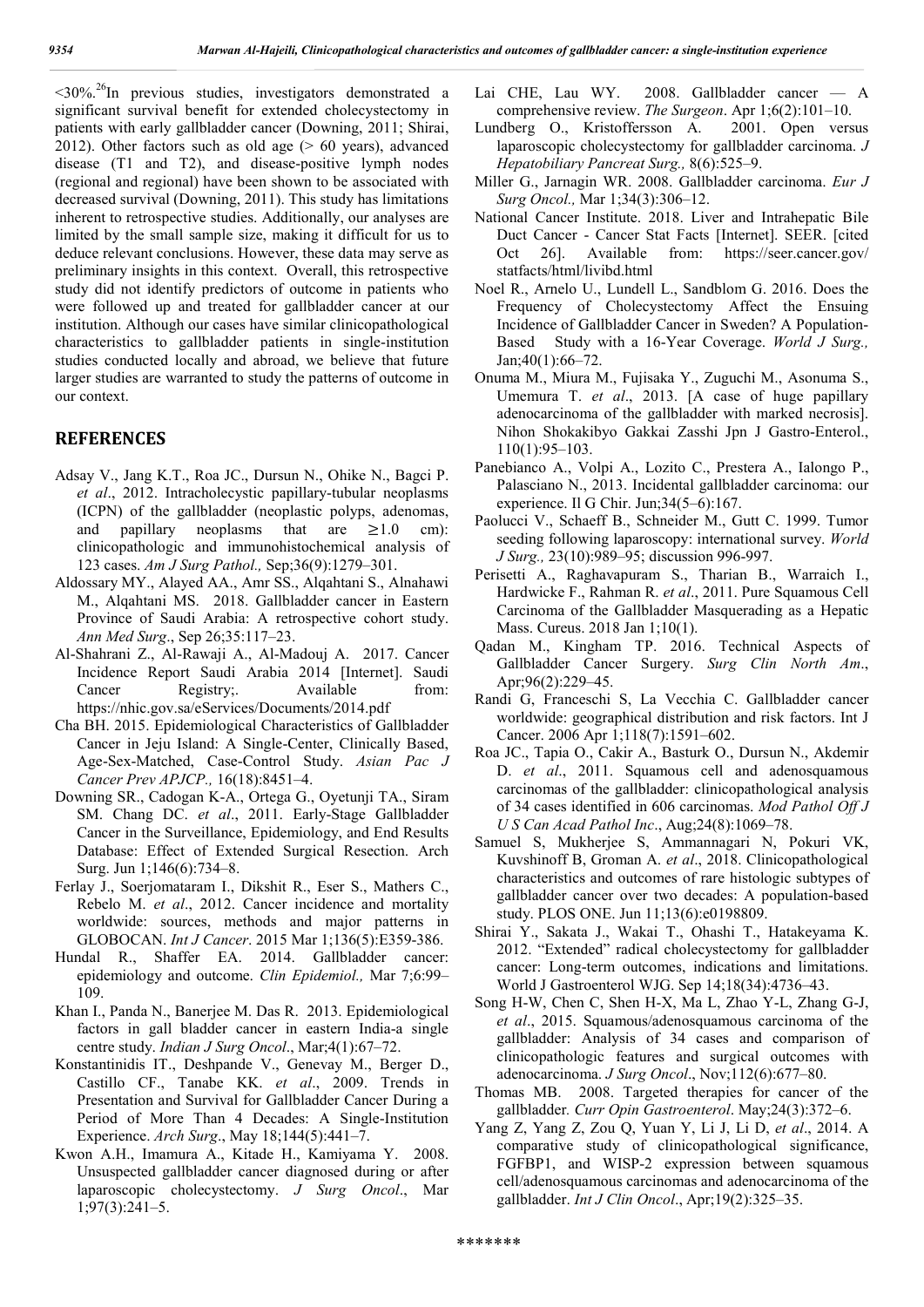<30%.[26]In previous studies, investigators demonstrated a significant survival benefit for extended cholecystectomy in patients with early gallbladder cancer (Downing, 2011; Shirai, 2012). Other factors such as old age (> 60 years), advanced disease (T1 and T2), and disease-positive lymph nodes (regional and regional) have been shown to be associated with decreased survival (Downing, 2011). This study has limitations inherent to retrospective studies. Additionally, our analyses are limited by the small sample size, making it difficult for us to deduce relevant conclusions. However, these data may serve as preliminary insights in this context. Overall, this retrospective study did not identify predictors of outcome in patients who were followed up and treated for gallbladder cancer at our institution. Although our cases have similar clinicopathological characteristics to gallbladder patients in single-institution studies conducted locally and abroad, we believe that future larger studies are warranted to study the patterns of outcome in our context.

## REFERENCES

- Adsay V., Jang K.T., Roa JC., Dursun N., Ohike N., Bagci P. *et al*., 2012. Intracholecystic papillary-tubular neoplasms (ICPN) of the gallbladder (neoplastic polyps, adenomas, and papillary neoplasms that are ≥1.0 cm): clinicopathologic and immunohistochemical analysis of 123 cases. *Am J Surg Pathol.,* Sep;36(9):1279–301.
- Aldossary MY., Alayed AA., Amr SS., Alqahtani S., Alnahawi M., Alqahtani MS. 2018. Gallbladder cancer in Eastern Province of Saudi Arabia: A retrospective cohort study. *Ann Med Surg*., Sep 26;35:117–23.
- Al-Shahrani Z., Al-Rawaji A., Al-Madouj A. 2017. Cancer Incidence Report Saudi Arabia 2014 [Internet]. Saudi Cancer Registry;. Available from: https://nhic.gov.sa/eServices/Documents/2014.pdf
- Cha BH. 2015. Epidemiological Characteristics of Gallbladder Cancer in Jeju Island: A Single-Center, Clinically Based, Age-Sex-Matched, Case-Control Study. *Asian Pac J Cancer Prev APJCP.,* 16(18):8451–4.
- Downing SR., Cadogan K-A., Ortega G., Oyetunji TA., Siram SM. Chang DC. *et al*., 2011. Early-Stage Gallbladder Cancer in the Surveillance, Epidemiology, and End Results Database: Effect of Extended Surgical Resection. Arch Surg. Jun 1;146(6):734–8.
- Ferlay J., Soerjomataram I., Dikshit R., Eser S., Mathers C., Rebelo M. *et al*., 2012. Cancer incidence and mortality worldwide: sources, methods and major patterns in GLOBOCAN. *Int J Cancer*. 2015 Mar 1;136(5):E359-386.
- Hundal R., Shaffer EA. 2014. Gallbladder cancer: epidemiology and outcome. *Clin Epidemiol.,* Mar 7;6:99–109.
- Khan I., Panda N., Banerjee M. Das R. 2013. Epidemiological factors in gall bladder cancer in eastern India-a single centre study. *Indian J Surg Oncol*., Mar;4(1):67–72.
- Konstantinidis IT., Deshpande V., Genevay M., Berger D., Castillo CF., Tanabe KK. *et al*., 2009. Trends in Presentation and Survival for Gallbladder Cancer During a Period of More Than 4 Decades: A Single-Institution Experience. *Arch Surg*., May 18;144(5):441–7.
- Kwon A.H., Imamura A., Kitade H., Kamiyama Y. 2008. Unsuspected gallbladder cancer diagnosed during or after laparoscopic cholecystectomy. *J Surg Oncol*., Mar 1;97(3):241–5.
- Lai CHE, Lau WY. 2008. Gallbladder cancer — A comprehensive review. *The Surgeon*. Apr 1;6(2):101–10.
- Lundberg O., Kristoffersson A. 2001. Open versus laparoscopic cholecystectomy for gallbladder carcinoma. *J Hepatobiliary Pancreat Surg.,* 8(6):525–9.
- Miller G., Jarnagin WR. 2008. Gallbladder carcinoma. *Eur J Surg Oncol.,* Mar 1;34(3):306–12.
- National Cancer Institute. 2018. Liver and Intrahepatic Bile Duct Cancer - Cancer Stat Facts [Internet]. SEER. [cited Oct 26]. Available from: https://seer.cancer.gov/statfacts/html/livibd.html
- Noel R., Arnelo U., Lundell L., Sandblom G. 2016. Does the Frequency of Cholecystectomy Affect the Ensuing Incidence of Gallbladder Cancer in Sweden? A Population-Based Study with a 16-Year Coverage. *World J Surg.,* Jan;40(1):66–72.
- Onuma M., Miura M., Fujisaka Y., Zuguchi M., Asonuma S., Umemura T. *et al*., 2013. [A case of huge papillary adenocarcinoma of the gallbladder with marked necrosis]. Nihon Shokakibyo Gakkai Zasshi Jpn J Gastro-Enterol., 110(1):95–103.
- Panebianco A., Volpi A., Lozito C., Prestera A., Ialongo P., Palasciano N., 2013. Incidental gallbladder carcinoma: our experience. Il G Chir. Jun;34(5–6):167.
- Paolucci V., Schaeff B., Schneider M., Gutt C. 1999. Tumor seeding following laparoscopy: international survey. *World J Surg.,* 23(10):989–95; discussion 996-997.
- Perisetti A., Raghavapuram S., Tharian B., Warraich I., Hardwicke F., Rahman R. *et al*., 2011. Pure Squamous Cell Carcinoma of the Gallbladder Masquerading as a Hepatic Mass. Cureus. 2018 Jan 1;10(1).
- Qadan M., Kingham TP. 2016. Technical Aspects of Gallbladder Cancer Surgery. *Surg Clin North Am*., Apr;96(2):229–45.
- Randi G, Franceschi S, La Vecchia C. Gallbladder cancer worldwide: geographical distribution and risk factors. Int J Cancer. 2006 Apr 1;118(7):1591–602.
- Roa JC., Tapia O., Cakir A., Basturk O., Dursun N., Akdemir D. *et al*., 2011. Squamous cell and adenosquamous carcinomas of the gallbladder: clinicopathological analysis of 34 cases identified in 606 carcinomas. *Mod Pathol Off J U S Can Acad Pathol Inc*., Aug;24(8):1069–78.
- Samuel S, Mukherjee S, Ammannagari N, Pokuri VK, Kuvshinoff B, Groman A. *et al*., 2018. Clinicopathological characteristics and outcomes of rare histologic subtypes of gallbladder cancer over two decades: A population-based study. PLOS ONE. Jun 11;13(6):e0198809.
- Shirai Y., Sakata J., Wakai T., Ohashi T., Hatakeyama K. 2012. "Extended" radical cholecystectomy for gallbladder cancer: Long-term outcomes, indications and limitations. World J Gastroenterol WJG. Sep 14;18(34):4736–43.
- Song H-W, Chen C, Shen H-X, Ma L, Zhao Y-L, Zhang G-J, *et al*., 2015. Squamous/adenosquamous carcinoma of the gallbladder: Analysis of 34 cases and comparison of clinicopathologic features and surgical outcomes with adenocarcinoma. *J Surg Oncol*., Nov;112(6):677–80.
- Thomas MB. 2008. Targeted therapies for cancer of the gallbladder. *Curr Opin Gastroenterol*. May;24(3):372–6.
- Yang Z, Yang Z, Zou Q, Yuan Y, Li J, Li D, *et al*., 2014. A comparative study of clinicopathological significance, FGFBP1, and WISP-2 expression between squamous cell/adenosquamous carcinomas and adenocarcinoma of the gallbladder. *Int J Clin Oncol*., Apr;19(2):325–35.

*******